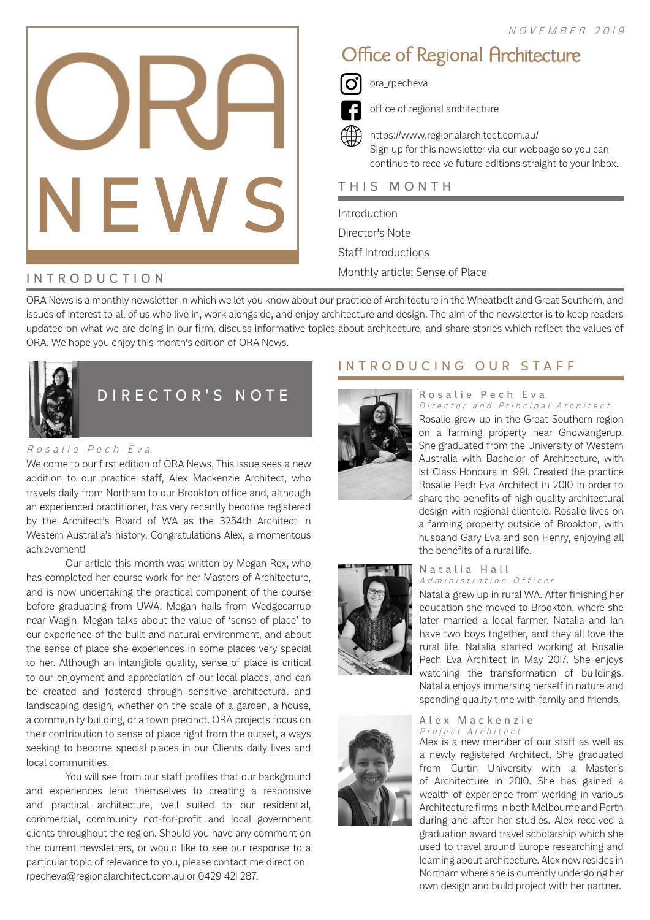# ORA NEWS

NOVEMBER 2019

## Office of Regional Architecture

ora_rpecheva

office of regional architecture

https://www.regionalarchitect.com.au/
Sign up for this newsletter via our webpage so you can continue to receive future editions straight to your Inbox.

## THIS MONTH

Introduction

Director's Note

Staff Introductions

Monthly article: Sense of Place

## INTRODUCTION

ORA News is a monthly newsletter in which we let you know about our practice of Architecture in the Wheatbelt and Great Southern, and issues of interest to all of us who live in, work alongside, and enjoy architecture and design. The aim of the newsletter is to keep readers updated on what we are doing in our firm, discuss informative topics about architecture, and share stories which reflect the values of ORA. We hope you enjoy this month's edition of ORA News.

## DIRECTOR'S NOTE

*Rosalie Pech Eva*

Welcome to our first edition of ORA News, This issue sees a new addition to our practice staff, Alex Mackenzie Architect, who travels daily from Northam to our Brookton office and, although an experienced practitioner, has very recently become registered by the Architect's Board of WA as the 3254th Architect in Western Australia's history. Congratulations Alex, a momentous achievement!

Our article this month was written by Megan Rex, who has completed her course work for her Masters of Architecture, and is now undertaking the practical component of the course before graduating from UWA. Megan hails from Wedgecarrup near Wagin. Megan talks about the value of 'sense of place' to our experience of the built and natural environment, and about the sense of place she experiences in some places very special to her. Although an intangible quality, sense of place is critical to our enjoyment and appreciation of our local places, and can be created and fostered through sensitive architectural and landscaping design, whether on the scale of a garden, a house, a community building, or a town precinct. ORA projects focus on their contribution to sense of place right from the outset, always seeking to become special places in our Clients daily lives and local communities.

You will see from our staff profiles that our background and experiences lend themselves to creating a responsive and practical architecture, well suited to our residential, commercial, community not-for-profit and local government clients throughout the region. Should you have any comment on the current newsletters, or would like to see our response to a particular topic of relevance to you, please contact me direct on rpecheva@regionalarchitect.com.au or 0429 421 287.

## INTRODUCING OUR STAFF

### Rosalie Pech Eva
*Director and Principal Architect*

Rosalie grew up in the Great Southern region on a farming property near Gnowangerup. She graduated from the University of Western Australia with Bachelor of Architecture, with 1st Class Honours in 1991. Created the practice Rosalie Pech Eva Architect in 2010 in order to share the benefits of high quality architectural design with regional clientele. Rosalie lives on a farming property outside of Brookton, with husband Gary Eva and son Henry, enjoying all the benefits of a rural life.

### Natalia Hall
*Administration Officer*

Natalia grew up in rural WA. After finishing her education she moved to Brookton, where she later married a local farmer. Natalia and Ian have two boys together, and they all love the rural life. Natalia started working at Rosalie Pech Eva Architect in May 2017. She enjoys watching the transformation of buildings. Natalia enjoys immersing herself in nature and spending quality time with family and friends.

### Alex Mackenzie
*Project Architect*

Alex is a new member of our staff as well as a newly registered Architect. She graduated from Curtin University with a Master's of Architecture in 2010. She has gained a wealth of experience from working in various Architecture firms in both Melbourne and Perth during and after her studies. Alex received a graduation award travel scholarship which she used to travel around Europe researching and learning about architecture. Alex now resides in Northam where she is currently undergoing her own design and build project with her partner.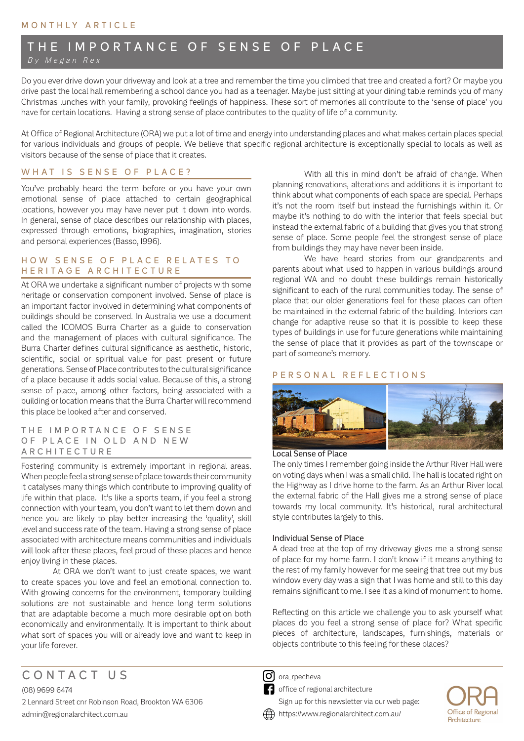MONTHLY ARTICLE

# THE IMPORTANCE OF SENSE OF PLACE

*By Megan Rex*

Do you ever drive down your driveway and look at a tree and remember the time you climbed that tree and created a fort? Or maybe you drive past the local hall remembering a school dance you had as a teenager. Maybe just sitting at your dining table reminds you of many Christmas lunches with your family, provoking feelings of happiness. These sort of memories all contribute to the 'sense of place' you have for certain locations. Having a strong sense of place contributes to the quality of life of a community.

At Office of Regional Architecture (ORA) we put a lot of time and energy into understanding places and what makes certain places special for various individuals and groups of people. We believe that specific regional architecture is exceptionally special to locals as well as visitors because of the sense of place that it creates.

## WHAT IS SENSE OF PLACE?

You've probably heard the term before or you have your own emotional sense of place attached to certain geographical locations, however you may have never put it down into words. In general, sense of place describes our relationship with places, expressed through emotions, biographies, imagination, stories and personal experiences (Basso, I996).

## HOW SENSE OF PLACE RELATES TO HERITAGE ARCHITECTURE

At ORA we undertake a significant number of projects with some heritage or conservation component involved. Sense of place is an important factor involved in determining what components of buildings should be conserved. In Australia we use a document called the ICOMOS Burra Charter as a guide to conservation and the management of places with cultural significance. The Burra Charter defines cultural significance as aesthetic, historic, scientific, social or spiritual value for past present or future generations. Sense of Place contributes to the cultural significance of a place because it adds social value. Because of this, a strong sense of place, among other factors, being associated with a building or location means that the Burra Charter will recommend this place be looked after and conserved.

## THE IMPORTANCE OF SENSE OF PLACE IN OLD AND NEW ARCHITECTURE

Fostering community is extremely important in regional areas. When people feel a strong sense of place towards their community it catalyses many things which contribute to improving quality of life within that place. It's like a sports team, if you feel a strong connection with your team, you don't want to let them down and hence you are likely to play better increasing the 'quality', skill level and success rate of the team. Having a strong sense of place associated with architecture means communities and individuals will look after these places, feel proud of these places and hence enjoy living in these places.

At ORA we don't want to just create spaces, we want to create spaces you love and feel an emotional connection to. With growing concerns for the environment, temporary building solutions are not sustainable and hence long term solutions that are adaptable become a much more desirable option both economically and environmentally. It is important to think about what sort of spaces you will or already love and want to keep in your life forever.

With all this in mind don't be afraid of change. When planning renovations, alterations and additions it is important to think about what components of each space are special. Perhaps it's not the room itself but instead the furnishings within it. Or maybe it's nothing to do with the interior that feels special but instead the external fabric of a building that gives you that strong sense of place. Some people feel the strongest sense of place from buildings they may have never been inside.

We have heard stories from our grandparents and parents about what used to happen in various buildings around regional WA and no doubt these buildings remain historically significant to each of the rural communities today. The sense of place that our older generations feel for these places can often be maintained in the external fabric of the building. Interiors can change for adaptive reuse so that it is possible to keep these types of buildings in use for future generations while maintaining the sense of place that it provides as part of the townscape or part of someone's memory.

## PERSONAL REFLECTIONS

### Local Sense of Place

The only times I remember going inside the Arthur River Hall were on voting days when I was a small child. The hall is located right on the Highway as I drive home to the farm. As an Arthur River local the external fabric of the Hall gives me a strong sense of place towards my local community. It's historical, rural architectural style contributes largely to this.

### Individual Sense of Place

A dead tree at the top of my driveway gives me a strong sense of place for my home farm. I don't know if it means anything to the rest of my family however for me seeing that tree out my bus window every day was a sign that I was home and still to this day remains significant to me. I see it as a kind of monument to home.

Reflecting on this article we challenge you to ask yourself what places do you feel a strong sense of place for? What specific pieces of architecture, landscapes, furnishings, materials or objects contribute to this feeling for these places?

## CONTACT US

(08) 9699 6474

2 Lennard Street cnr Robinson Road, Brookton WA 6306

admin@regionalarchitect.com.au

ora_rpecheva

office of regional architecture

Sign up for this newsletter via our web page:

https://www.regionalarchitect.com.au/

ORA Office of Regional Architecture